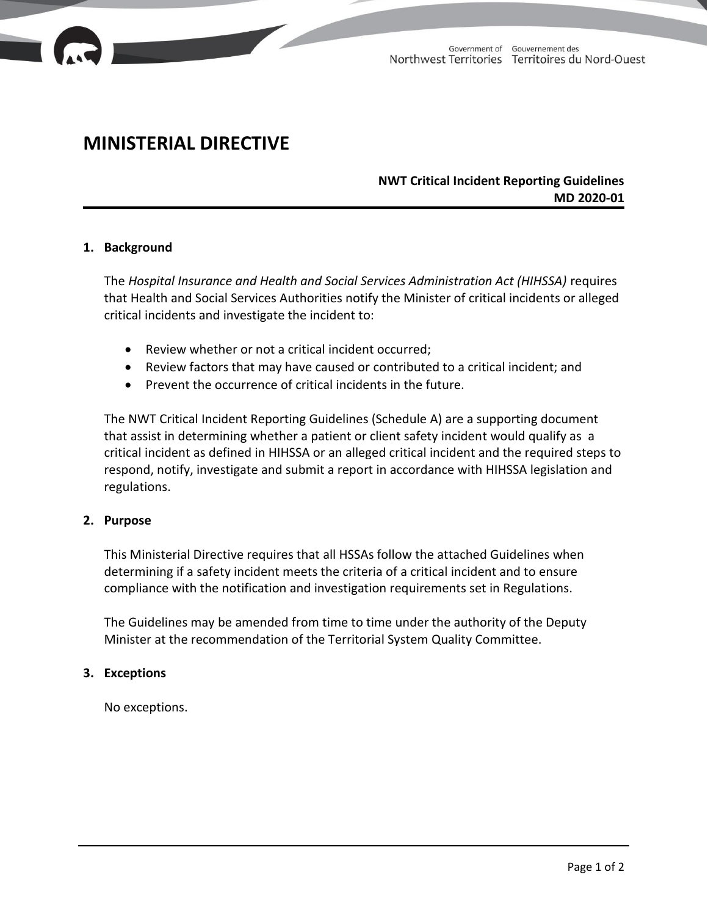# MINISTERIAL DIRECTIVE

**NWT Critical Incident Reporting Guidelines**
**MD 2020-01**

## 1. Background

The *Hospital Insurance and Health and Social Services Administration Act (HIHSSA)* requires that Health and Social Services Authorities notify the Minister of critical incidents or alleged critical incidents and investigate the incident to:

- Review whether or not a critical incident occurred;
- Review factors that may have caused or contributed to a critical incident; and
- Prevent the occurrence of critical incidents in the future.

The NWT Critical Incident Reporting Guidelines (Schedule A) are a supporting document that assist in determining whether a patient or client safety incident would qualify as a critical incident as defined in HIHSSA or an alleged critical incident and the required steps to respond, notify, investigate and submit a report in accordance with HIHSSA legislation and regulations.

## 2. Purpose

This Ministerial Directive requires that all HSSAs follow the attached Guidelines when determining if a safety incident meets the criteria of a critical incident and to ensure compliance with the notification and investigation requirements set in Regulations.

The Guidelines may be amended from time to time under the authority of the Deputy Minister at the recommendation of the Territorial System Quality Committee.

## 3. Exceptions

No exceptions.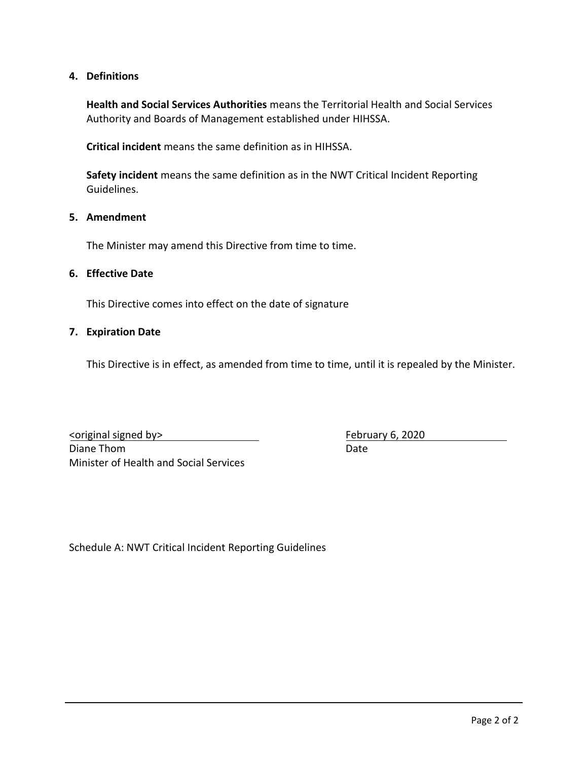## 4. Definitions

**Health and Social Services Authorities** means the Territorial Health and Social Services Authority and Boards of Management established under HIHSSA.

**Critical incident** means the same definition as in HIHSSA.

**Safety incident** means the same definition as in the NWT Critical Incident Reporting Guidelines.

## 5. Amendment

The Minister may amend this Directive from time to time.

## 6. Effective Date

This Directive comes into effect on the date of signature

## 7. Expiration Date

This Directive is in effect, as amended from time to time, until it is repealed by the Minister.

<original signed by>
Diane Thom
Minister of Health and Social Services

February 6, 2020
Date

Schedule A: NWT Critical Incident Reporting Guidelines